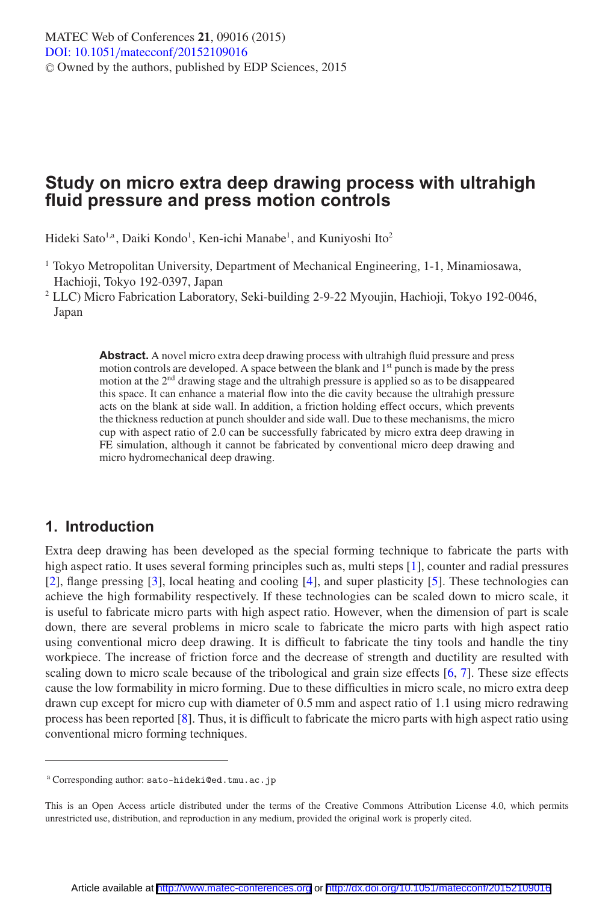# Study on micro extra deep drawing process with ultrahigh fluid pressure and press motion controls

Hideki Sato[1,a], Daiki Kondo[1], Ken-ichi Manabe[1], and Kuniyoshi Ito[2]

[1] Tokyo Metropolitan University, Department of Mechanical Engineering, 1-1, Minamiosawa, Hachioji, Tokyo 192-0397, Japan

[2] LLC) Micro Fabrication Laboratory, Seki-building 2-9-22 Myoujin, Hachioji, Tokyo 192-0046, Japan

**Abstract.** A novel micro extra deep drawing process with ultrahigh fluid pressure and press motion controls are developed. A space between the blank and 1st punch is made by the press motion at the 2nd drawing stage and the ultrahigh pressure is applied so as to be disappeared this space. It can enhance a material flow into the die cavity because the ultrahigh pressure acts on the blank at side wall. In addition, a friction holding effect occurs, which prevents the thickness reduction at punch shoulder and side wall. Due to these mechanisms, the micro cup with aspect ratio of 2.0 can be successfully fabricated by micro extra deep drawing in FE simulation, although it cannot be fabricated by conventional micro deep drawing and micro hydromechanical deep drawing.

## 1. Introduction

Extra deep drawing has been developed as the special forming technique to fabricate the parts with high aspect ratio. It uses several forming principles such as, multi steps [1], counter and radial pressures [2], flange pressing [3], local heating and cooling [4], and super plasticity [5]. These technologies can achieve the high formability respectively. If these technologies can be scaled down to micro scale, it is useful to fabricate micro parts with high aspect ratio. However, when the dimension of part is scale down, there are several problems in micro scale to fabricate the micro parts with high aspect ratio using conventional micro deep drawing. It is difficult to fabricate the tiny tools and handle the tiny workpiece. The increase of friction force and the decrease of strength and ductility are resulted with scaling down to micro scale because of the tribological and grain size effects [6, 7]. These size effects cause the low formability in micro forming. Due to these difficulties in micro scale, no micro extra deep drawn cup except for micro cup with diameter of 0.5 mm and aspect ratio of 1.1 using micro redrawing process has been reported [8]. Thus, it is difficult to fabricate the micro parts with high aspect ratio using conventional micro forming techniques.

---

[a] Corresponding author: sato-hideki@ed.tmu.ac.jp

This is an Open Access article distributed under the terms of the Creative Commons Attribution License 4.0, which permits unrestricted use, distribution, and reproduction in any medium, provided the original work is properly cited.

Article available at http://www.matec-conferences.org or http://dx.doi.org/10.1051/matecconf/20152109016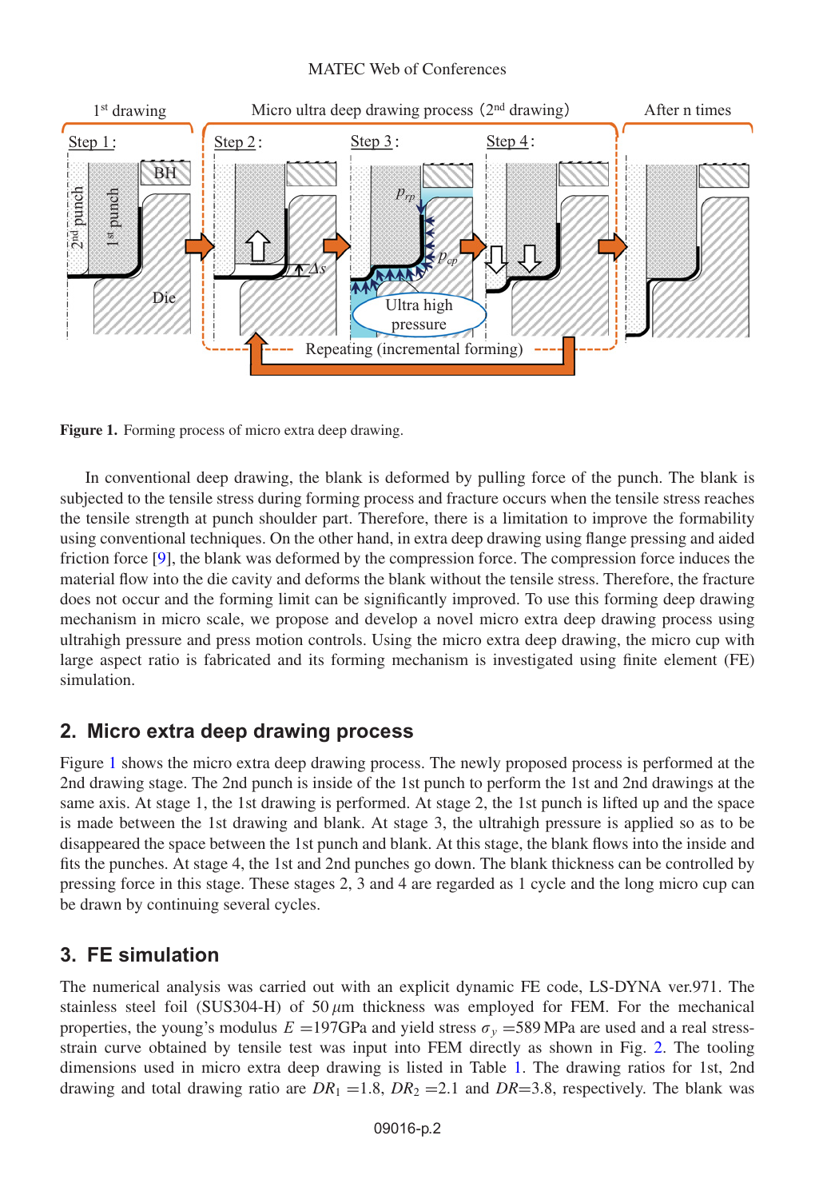Figure 1. Forming process of micro extra deep drawing.

In conventional deep drawing, the blank is deformed by pulling force of the punch. The blank is subjected to the tensile stress during forming process and fracture occurs when the tensile stress reaches the tensile strength at punch shoulder part. Therefore, there is a limitation to improve the formability using conventional techniques. On the other hand, in extra deep drawing using flange pressing and aided friction force [9], the blank was deformed by the compression force. The compression force induces the material flow into the die cavity and deforms the blank without the tensile stress. Therefore, the fracture does not occur and the forming limit can be significantly improved. To use this forming deep drawing mechanism in micro scale, we propose and develop a novel micro extra deep drawing process using ultrahigh pressure and press motion controls. Using the micro extra deep drawing, the micro cup with large aspect ratio is fabricated and its forming mechanism is investigated using finite element (FE) simulation.

## 2. Micro extra deep drawing process

Figure 1 shows the micro extra deep drawing process. The newly proposed process is performed at the 2nd drawing stage. The 2nd punch is inside of the 1st punch to perform the 1st and 2nd drawings at the same axis. At stage 1, the 1st drawing is performed. At stage 2, the 1st punch is lifted up and the space is made between the 1st drawing and blank. At stage 3, the ultrahigh pressure is applied so as to be disappeared the space between the 1st punch and blank. At this stage, the blank flows into the inside and fits the punches. At stage 4, the 1st and 2nd punches go down. The blank thickness can be controlled by pressing force in this stage. These stages 2, 3 and 4 are regarded as 1 cycle and the long micro cup can be drawn by continuing several cycles.

## 3. FE simulation

The numerical analysis was carried out with an explicit dynamic FE code, LS-DYNA ver.971. The stainless steel foil (SUS304-H) of 50 $\mu$m thickness was employed for FEM. For the mechanical properties, the young's modulus $E$ =197GPa and yield stress $\sigma_y$ =589 MPa are used and a real stress-strain curve obtained by tensile test was input into FEM directly as shown in Fig. 2. The tooling dimensions used in micro extra deep drawing is listed in Table 1. The drawing ratios for 1st, 2nd drawing and total drawing ratio are $DR_1$ =1.8, $DR_2$ =2.1 and $DR$=3.8, respectively. The blank was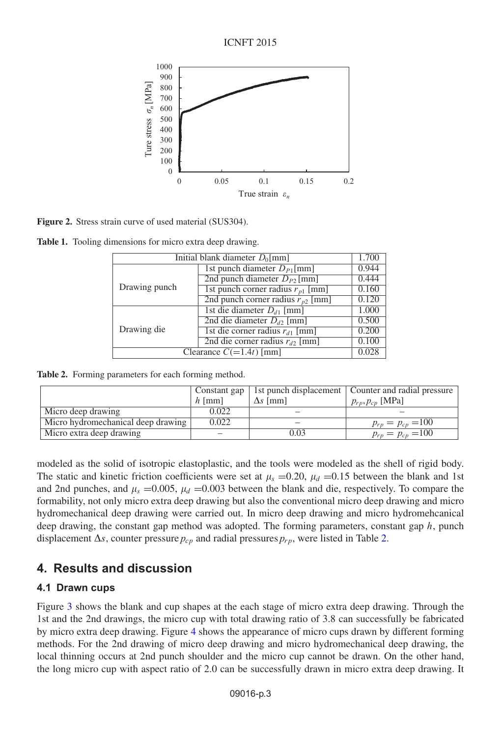**Figure 2.** Stress strain curve of used material (SUS304).

**Table 1.** Tooling dimensions for micro extra deep drawing.

| Initial blank diameter $D_0$[mm] | | 1.700 |
|---|---|---|
| Drawing punch | 1st punch diameter $D_{P1}$[mm] | 0.944 |
| | 2nd punch diameter $D_{P2}$ [mm] | 0.444 |
| | 1st punch corner radius $r_{p1}$ [mm] | 0.160 |
| | 2nd punch corner radius $r_{p2}$ [mm] | 0.120 |
| Drawing die | 1st die diameter $D_{d1}$ [mm] | 1.000 |
| | 2nd die diameter $D_{d2}$ [mm] | 0.500 |
| | 1st die corner radius $r_{d1}$ [mm] | 0.200 |
| | 2nd die corner radius $r_{d2}$ [mm] | 0.100 |
| Clearance $C(=1.4t)$ [mm] | | 0.028 |

**Table 2.** Forming parameters for each forming method.

| | Constant gap $h$ [mm] | 1st punch displacement $\Delta s$ [mm] | Counter and radial pressure $p_{rp}, p_{cp}$ [MPa] |
|---|---|---|---|
| Micro deep drawing | 0.022 | – | – |
| Micro hydromechanical deep drawing | 0.022 | – | $p_{rp} = p_{cp} = 100$ |
| Micro extra deep drawing | – | 0.03 | $p_{rp} = p_{cp} = 100$ |

modeled as the solid of isotropic elastoplastic, and the tools were modeled as the shell of rigid body. The static and kinetic friction coefficients were set at $\mu_s = 0.20$, $\mu_d = 0.15$ between the blank and 1st and 2nd punches, and $\mu_s = 0.005$, $\mu_d = 0.003$ between the blank and die, respectively. To compare the formability, not only micro extra deep drawing but also the conventional micro deep drawing and micro hydromechanical deep drawing were carried out. In micro deep drawing and micro hydromehcanical deep drawing, the constant gap method was adopted. The forming parameters, constant gap $h$, punch displacement $\Delta s$, counter pressure $p_{cp}$ and radial pressures $p_{rp}$, were listed in Table 2.

## 4. Results and discussion

### 4.1 Drawn cups

Figure 3 shows the blank and cup shapes at the each stage of micro extra deep drawing. Through the 1st and the 2nd drawings, the micro cup with total drawing ratio of 3.8 can successfully be fabricated by micro extra deep drawing. Figure 4 shows the appearance of micro cups drawn by different forming methods. For the 2nd drawing of micro deep drawing and micro hydromechanical deep drawing, the local thinning occurs at 2nd punch shoulder and the micro cup cannot be drawn. On the other hand, the long micro cup with aspect ratio of 2.0 can be successfully drawn in micro extra deep drawing. It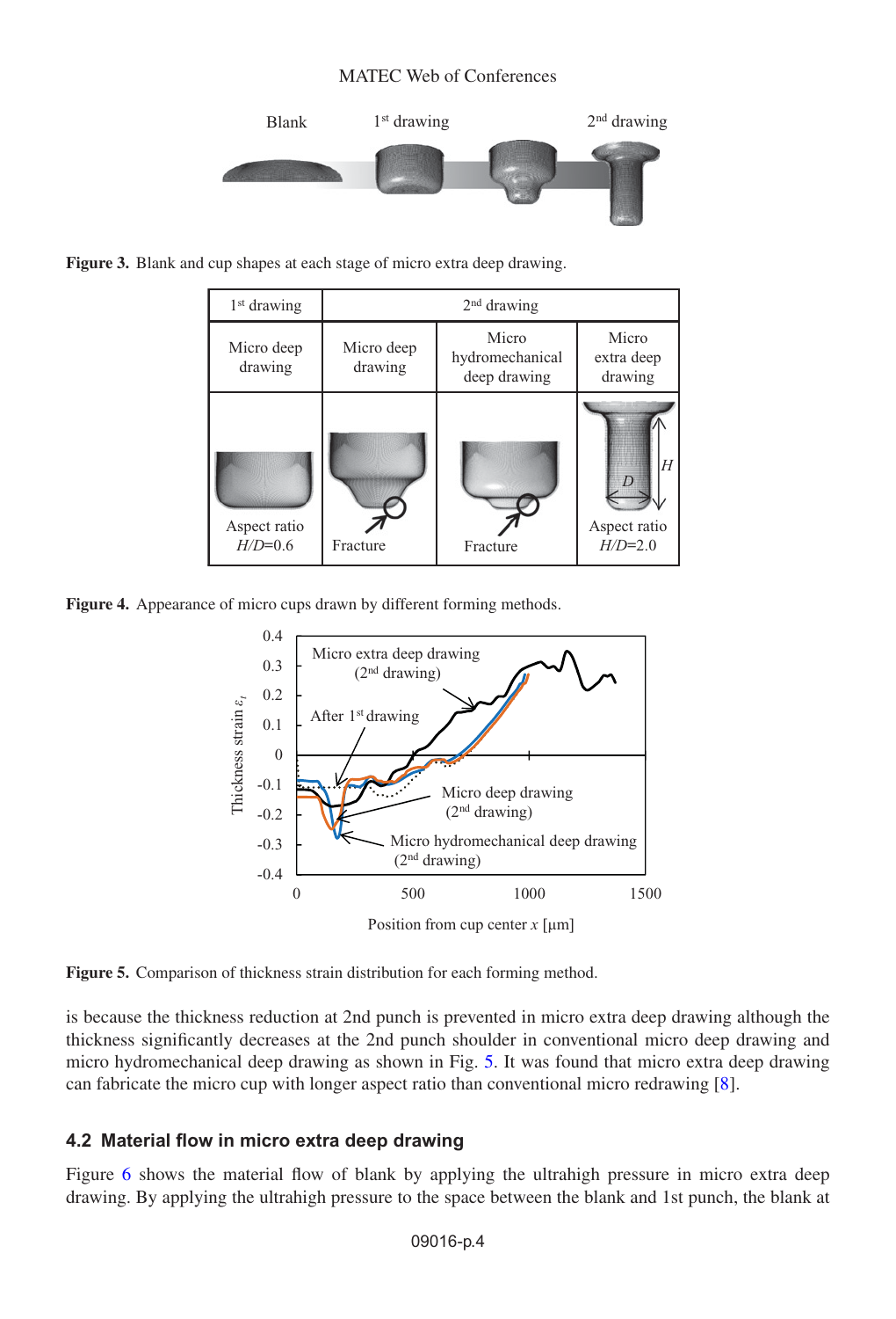**Figure 3.** Blank and cup shapes at each stage of micro extra deep drawing.

| 1st drawing | 2nd drawing | | |
|---|---|---|---|
| Micro deep drawing | Micro deep drawing | Micro hydromechanical deep drawing | Micro extra deep drawing |
| Aspect ratio $H/D$=0.6 | Fracture | Fracture | Aspect ratio $H/D$=2.0 |

**Figure 4.** Appearance of micro cups drawn by different forming methods.

**Figure 5.** Comparison of thickness strain distribution for each forming method.

is because the thickness reduction at 2nd punch is prevented in micro extra deep drawing although the thickness significantly decreases at the 2nd punch shoulder in conventional micro deep drawing and micro hydromechanical deep drawing as shown in Fig. 5. It was found that micro extra deep drawing can fabricate the micro cup with longer aspect ratio than conventional micro redrawing [8].

### 4.2 Material flow in micro extra deep drawing

Figure 6 shows the material flow of blank by applying the ultrahigh pressure in micro extra deep drawing. By applying the ultrahigh pressure to the space between the blank and 1st punch, the blank at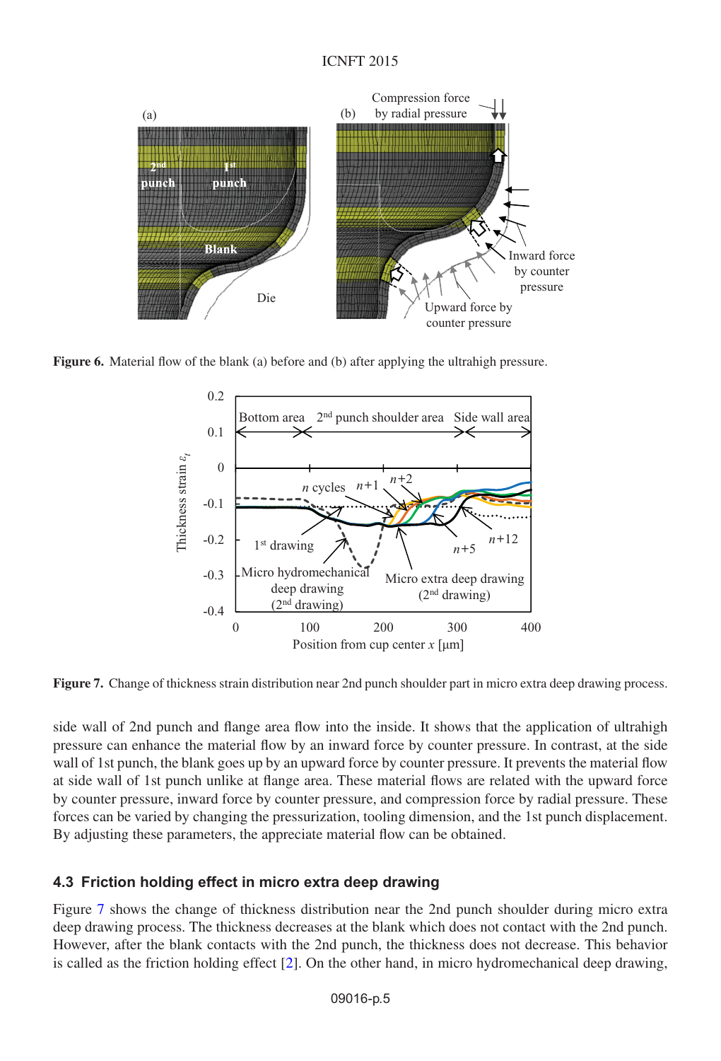**Figure 6.** Material flow of the blank (a) before and (b) after applying the ultrahigh pressure.

**Figure 7.** Change of thickness strain distribution near 2nd punch shoulder part in micro extra deep drawing process.

side wall of 2nd punch and flange area flow into the inside. It shows that the application of ultrahigh pressure can enhance the material flow by an inward force by counter pressure. In contrast, at the side wall of 1st punch, the blank goes up by an upward force by counter pressure. It prevents the material flow at side wall of 1st punch unlike at flange area. These material flows are related with the upward force by counter pressure, inward force by counter pressure, and compression force by radial pressure. These forces can be varied by changing the pressurization, tooling dimension, and the 1st punch displacement. By adjusting these parameters, the appreciate material flow can be obtained.

### 4.3 Friction holding effect in micro extra deep drawing

Figure 7 shows the change of thickness distribution near the 2nd punch shoulder during micro extra deep drawing process. The thickness decreases at the blank which does not contact with the 2nd punch. However, after the blank contacts with the 2nd punch, the thickness does not decrease. This behavior is called as the friction holding effect [2]. On the other hand, in micro hydromechanical deep drawing,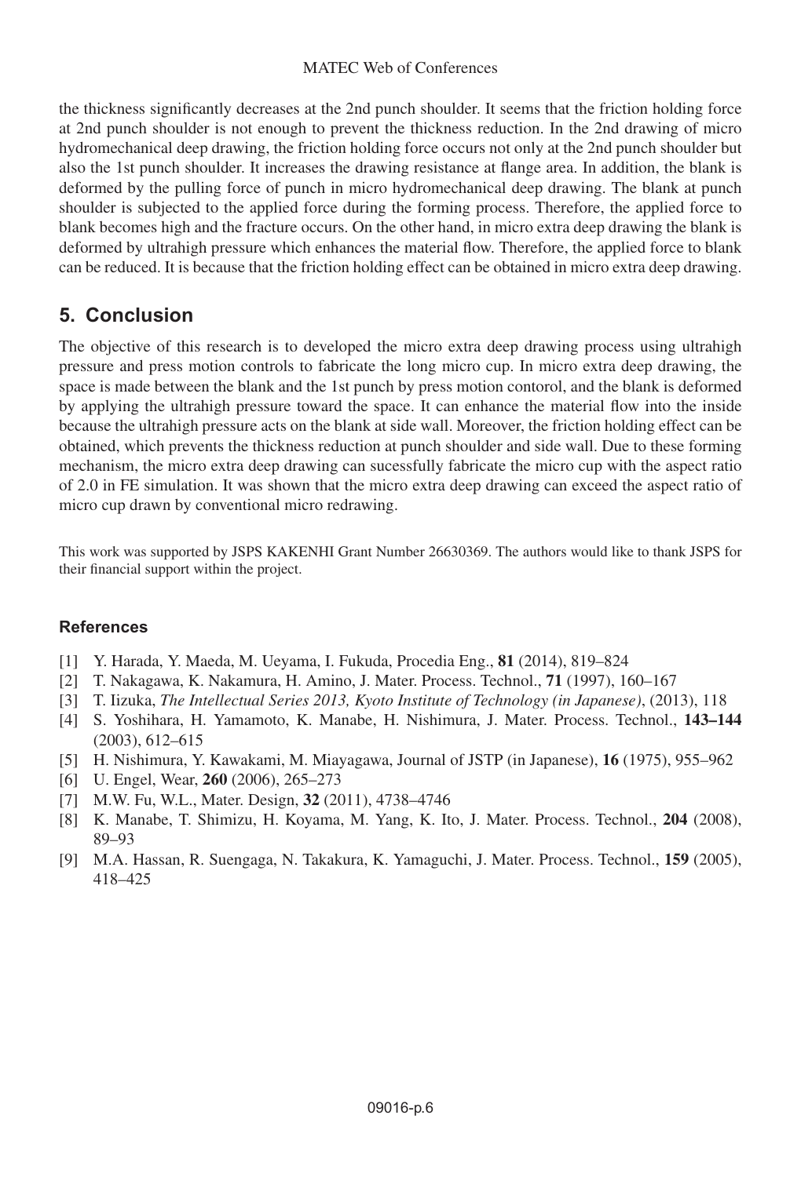the thickness significantly decreases at the 2nd punch shoulder. It seems that the friction holding force at 2nd punch shoulder is not enough to prevent the thickness reduction. In the 2nd drawing of micro hydromechanical deep drawing, the friction holding force occurs not only at the 2nd punch shoulder but also the 1st punch shoulder. It increases the drawing resistance at flange area. In addition, the blank is deformed by the pulling force of punch in micro hydromechanical deep drawing. The blank at punch shoulder is subjected to the applied force during the forming process. Therefore, the applied force to blank becomes high and the fracture occurs. On the other hand, in micro extra deep drawing the blank is deformed by ultrahigh pressure which enhances the material flow. Therefore, the applied force to blank can be reduced. It is because that the friction holding effect can be obtained in micro extra deep drawing.

## 5. Conclusion

The objective of this research is to developed the micro extra deep drawing process using ultrahigh pressure and press motion controls to fabricate the long micro cup. In micro extra deep drawing, the space is made between the blank and the 1st punch by press motion contorol, and the blank is deformed by applying the ultrahigh pressure toward the space. It can enhance the material flow into the inside because the ultrahigh pressure acts on the blank at side wall. Moreover, the friction holding effect can be obtained, which prevents the thickness reduction at punch shoulder and side wall. Due to these forming mechanism, the micro extra deep drawing can sucessfully fabricate the micro cup with the aspect ratio of 2.0 in FE simulation. It was shown that the micro extra deep drawing can exceed the aspect ratio of micro cup drawn by conventional micro redrawing.

This work was supported by JSPS KAKENHI Grant Number 26630369. The authors would like to thank JSPS for their financial support within the project.

### References

[1] Y. Harada, Y. Maeda, M. Ueyama, I. Fukuda, Procedia Eng., **81** (2014), 819–824

[2] T. Nakagawa, K. Nakamura, H. Amino, J. Mater. Process. Technol., **71** (1997), 160–167

[3] T. Iizuka, *The Intellectual Series 2013, Kyoto Institute of Technology (in Japanese)*, (2013), 118

[4] S. Yoshihara, H. Yamamoto, K. Manabe, H. Nishimura, J. Mater. Process. Technol., **143–144** (2003), 612–615

[5] H. Nishimura, Y. Kawakami, M. Miayagawa, Journal of JSTP (in Japanese), **16** (1975), 955–962

[6] U. Engel, Wear, **260** (2006), 265–273

[7] M.W. Fu, W.L., Mater. Design, **32** (2011), 4738–4746

[8] K. Manabe, T. Shimizu, H. Koyama, M. Yang, K. Ito, J. Mater. Process. Technol., **204** (2008), 89–93

[9] M.A. Hassan, R. Suengaga, N. Takakura, K. Yamaguchi, J. Mater. Process. Technol., **159** (2005), 418–425